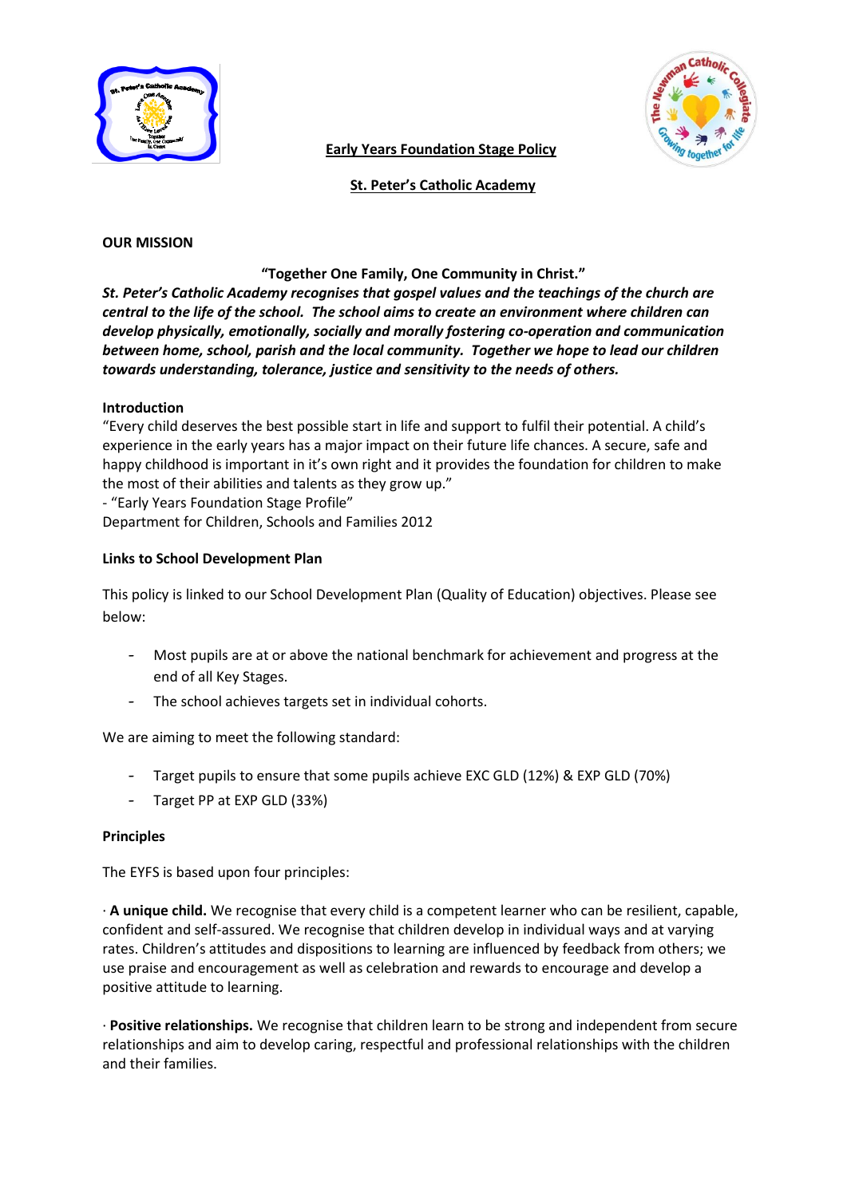# Early Years Foundation Stage Policy

## St. Peter's Catholic Academy

**OUR MISSION**

**"Together One Family, One Community in Christ."**

***St. Peter's Catholic Academy recognises that gospel values and the teachings of the church are central to the life of the school. The school aims to create an environment where children can develop physically, emotionally, socially and morally fostering co-operation and communication between home, school, parish and the local community. Together we hope to lead our children towards understanding, tolerance, justice and sensitivity to the needs of others.***

**Introduction**

"Every child deserves the best possible start in life and support to fulfil their potential. A child's experience in the early years has a major impact on their future life chances. A secure, safe and happy childhood is important in it's own right and it provides the foundation for children to make the most of their abilities and talents as they grow up."

- "Early Years Foundation Stage Profile"

Department for Children, Schools and Families 2012

**Links to School Development Plan**

This policy is linked to our School Development Plan (Quality of Education) objectives. Please see below:

- Most pupils are at or above the national benchmark for achievement and progress at the end of all Key Stages.
- The school achieves targets set in individual cohorts.

We are aiming to meet the following standard:

- Target pupils to ensure that some pupils achieve EXC GLD (12%) & EXP GLD (70%)
- Target PP at EXP GLD (33%)

**Principles**

The EYFS is based upon four principles:

· **A unique child.** We recognise that every child is a competent learner who can be resilient, capable, confident and self-assured. We recognise that children develop in individual ways and at varying rates. Children's attitudes and dispositions to learning are influenced by feedback from others; we use praise and encouragement as well as celebration and rewards to encourage and develop a positive attitude to learning.

· **Positive relationships.** We recognise that children learn to be strong and independent from secure relationships and aim to develop caring, respectful and professional relationships with the children and their families.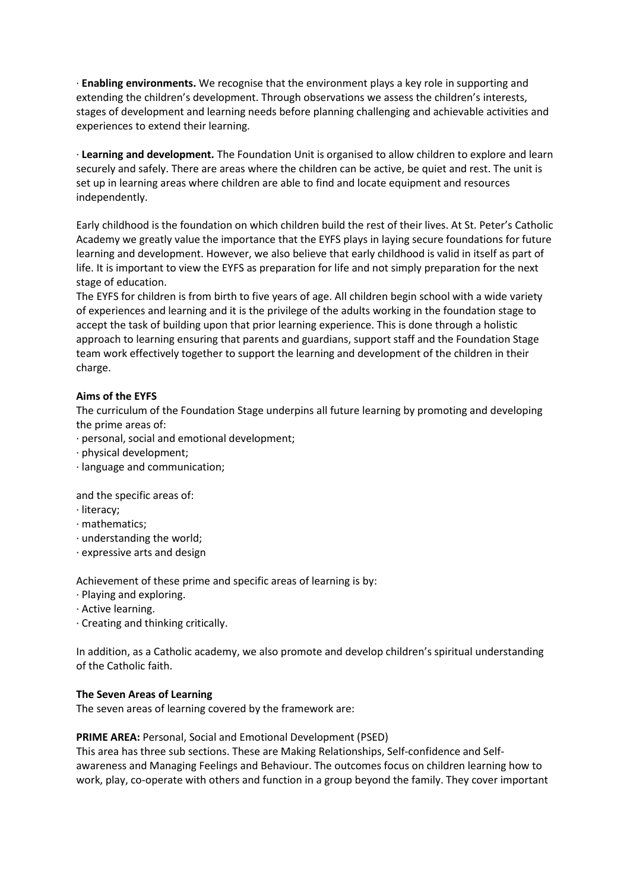· **Enabling environments.** We recognise that the environment plays a key role in supporting and extending the children's development. Through observations we assess the children's interests, stages of development and learning needs before planning challenging and achievable activities and experiences to extend their learning.

· **Learning and development.** The Foundation Unit is organised to allow children to explore and learn securely and safely. There are areas where the children can be active, be quiet and rest. The unit is set up in learning areas where children are able to find and locate equipment and resources independently.

Early childhood is the foundation on which children build the rest of their lives. At St. Peter's Catholic Academy we greatly value the importance that the EYFS plays in laying secure foundations for future learning and development. However, we also believe that early childhood is valid in itself as part of life. It is important to view the EYFS as preparation for life and not simply preparation for the next stage of education.
The EYFS for children is from birth to five years of age. All children begin school with a wide variety of experiences and learning and it is the privilege of the adults working in the foundation stage to accept the task of building upon that prior learning experience. This is done through a holistic approach to learning ensuring that parents and guardians, support staff and the Foundation Stage team work effectively together to support the learning and development of the children in their charge.

**Aims of the EYFS**

The curriculum of the Foundation Stage underpins all future learning by promoting and developing the prime areas of:

· personal, social and emotional development;
· physical development;
· language and communication;

and the specific areas of:

· literacy;
· mathematics;
· understanding the world;
· expressive arts and design

Achievement of these prime and specific areas of learning is by:

· Playing and exploring.
· Active learning.
· Creating and thinking critically.

In addition, as a Catholic academy, we also promote and develop children's spiritual understanding of the Catholic faith.

**The Seven Areas of Learning**

The seven areas of learning covered by the framework are:

**PRIME AREA:** Personal, Social and Emotional Development (PSED)
This area has three sub sections. These are Making Relationships, Self-confidence and Self-awareness and Managing Feelings and Behaviour. The outcomes focus on children learning how to work, play, co-operate with others and function in a group beyond the family. They cover important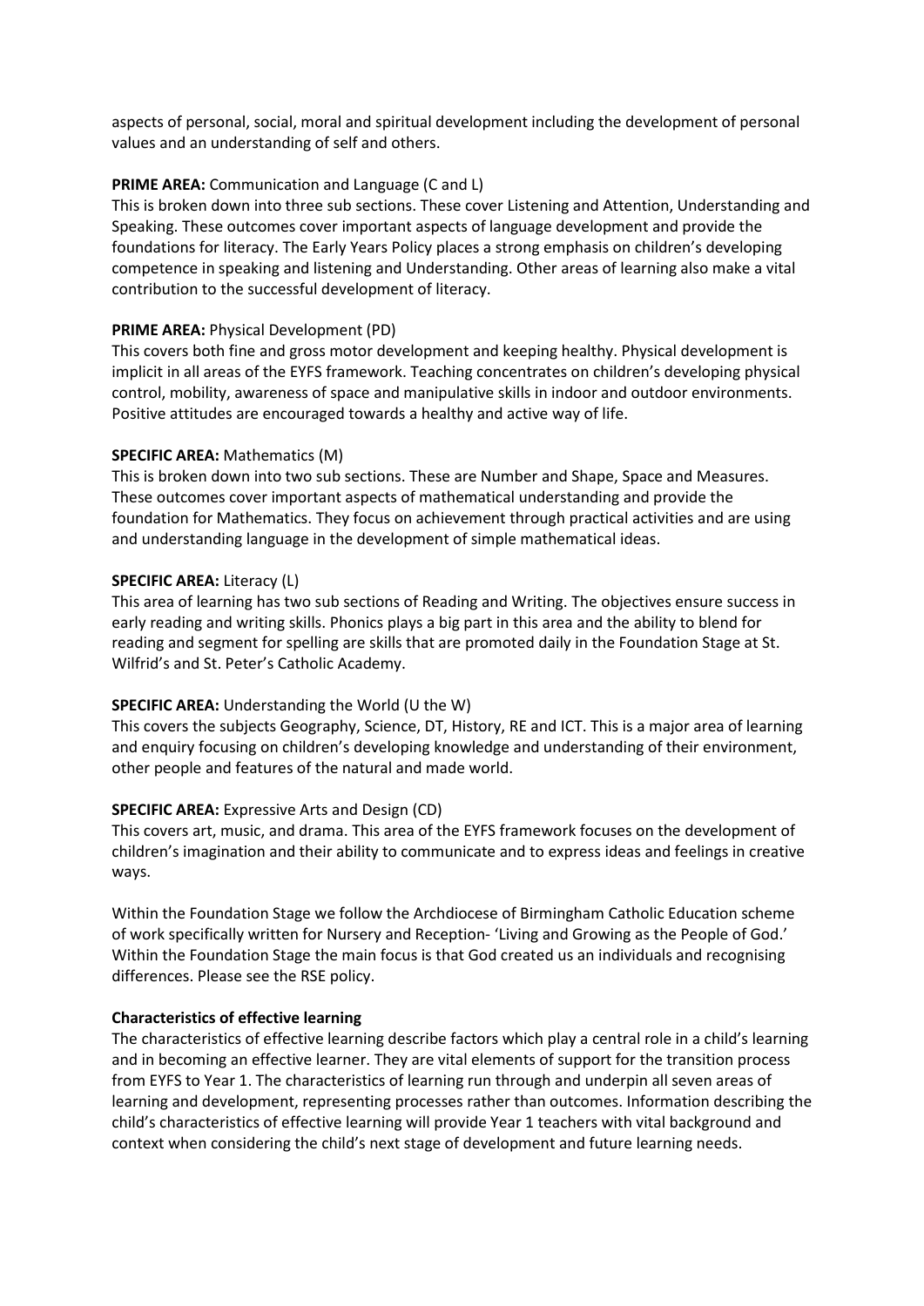aspects of personal, social, moral and spiritual development including the development of personal values and an understanding of self and others.

**PRIME AREA:** Communication and Language (C and L)
This is broken down into three sub sections. These cover Listening and Attention, Understanding and Speaking. These outcomes cover important aspects of language development and provide the foundations for literacy. The Early Years Policy places a strong emphasis on children's developing competence in speaking and listening and Understanding. Other areas of learning also make a vital contribution to the successful development of literacy.

**PRIME AREA:** Physical Development (PD)
This covers both fine and gross motor development and keeping healthy. Physical development is implicit in all areas of the EYFS framework. Teaching concentrates on children's developing physical control, mobility, awareness of space and manipulative skills in indoor and outdoor environments. Positive attitudes are encouraged towards a healthy and active way of life.

**SPECIFIC AREA:** Mathematics (M)
This is broken down into two sub sections. These are Number and Shape, Space and Measures. These outcomes cover important aspects of mathematical understanding and provide the foundation for Mathematics. They focus on achievement through practical activities and are using and understanding language in the development of simple mathematical ideas.

**SPECIFIC AREA:** Literacy (L)
This area of learning has two sub sections of Reading and Writing. The objectives ensure success in early reading and writing skills. Phonics plays a big part in this area and the ability to blend for reading and segment for spelling are skills that are promoted daily in the Foundation Stage at St. Wilfrid's and St. Peter's Catholic Academy.

**SPECIFIC AREA:** Understanding the World (U the W)
This covers the subjects Geography, Science, DT, History, RE and ICT. This is a major area of learning and enquiry focusing on children's developing knowledge and understanding of their environment, other people and features of the natural and made world.

**SPECIFIC AREA:** Expressive Arts and Design (CD)
This covers art, music, and drama. This area of the EYFS framework focuses on the development of children's imagination and their ability to communicate and to express ideas and feelings in creative ways.

Within the Foundation Stage we follow the Archdiocese of Birmingham Catholic Education scheme of work specifically written for Nursery and Reception- 'Living and Growing as the People of God.' Within the Foundation Stage the main focus is that God created us an individuals and recognising differences. Please see the RSE policy.

**Characteristics of effective learning**
The characteristics of effective learning describe factors which play a central role in a child's learning and in becoming an effective learner. They are vital elements of support for the transition process from EYFS to Year 1. The characteristics of learning run through and underpin all seven areas of learning and development, representing processes rather than outcomes. Information describing the child's characteristics of effective learning will provide Year 1 teachers with vital background and context when considering the child's next stage of development and future learning needs.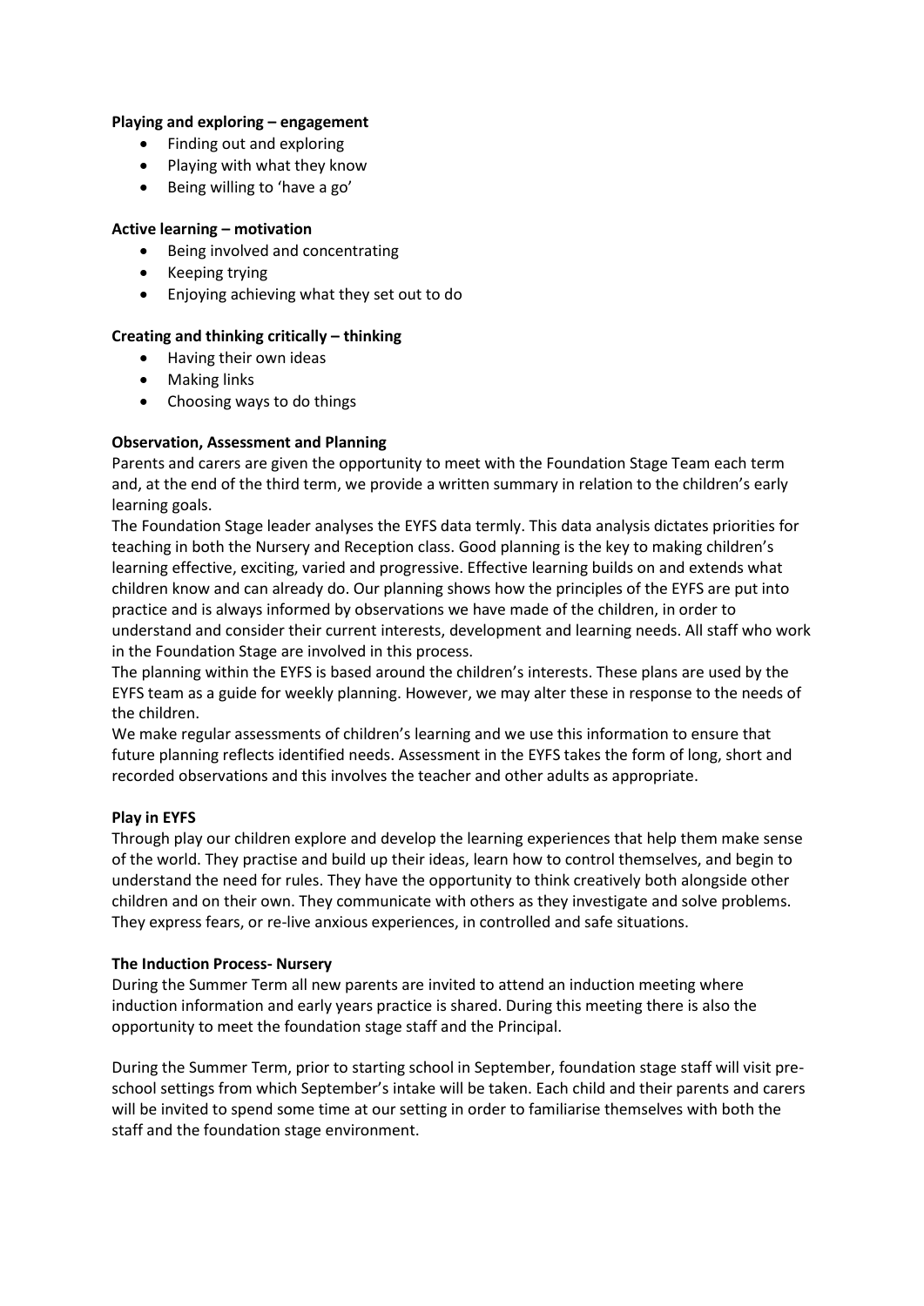**Playing and exploring – engagement**

- Finding out and exploring
- Playing with what they know
- Being willing to 'have a go'

**Active learning – motivation**

- Being involved and concentrating
- Keeping trying
- Enjoying achieving what they set out to do

**Creating and thinking critically – thinking**

- Having their own ideas
- Making links
- Choosing ways to do things

**Observation, Assessment and Planning**

Parents and carers are given the opportunity to meet with the Foundation Stage Team each term and, at the end of the third term, we provide a written summary in relation to the children's early learning goals.

The Foundation Stage leader analyses the EYFS data termly. This data analysis dictates priorities for teaching in both the Nursery and Reception class. Good planning is the key to making children's learning effective, exciting, varied and progressive. Effective learning builds on and extends what children know and can already do. Our planning shows how the principles of the EYFS are put into practice and is always informed by observations we have made of the children, in order to understand and consider their current interests, development and learning needs. All staff who work in the Foundation Stage are involved in this process.

The planning within the EYFS is based around the children's interests. These plans are used by the EYFS team as a guide for weekly planning. However, we may alter these in response to the needs of the children.

We make regular assessments of children's learning and we use this information to ensure that future planning reflects identified needs. Assessment in the EYFS takes the form of long, short and recorded observations and this involves the teacher and other adults as appropriate.

**Play in EYFS**

Through play our children explore and develop the learning experiences that help them make sense of the world. They practise and build up their ideas, learn how to control themselves, and begin to understand the need for rules. They have the opportunity to think creatively both alongside other children and on their own. They communicate with others as they investigate and solve problems. They express fears, or re-live anxious experiences, in controlled and safe situations.

**The Induction Process- Nursery**

During the Summer Term all new parents are invited to attend an induction meeting where induction information and early years practice is shared. During this meeting there is also the opportunity to meet the foundation stage staff and the Principal.

During the Summer Term, prior to starting school in September, foundation stage staff will visit pre-school settings from which September's intake will be taken. Each child and their parents and carers will be invited to spend some time at our setting in order to familiarise themselves with both the staff and the foundation stage environment.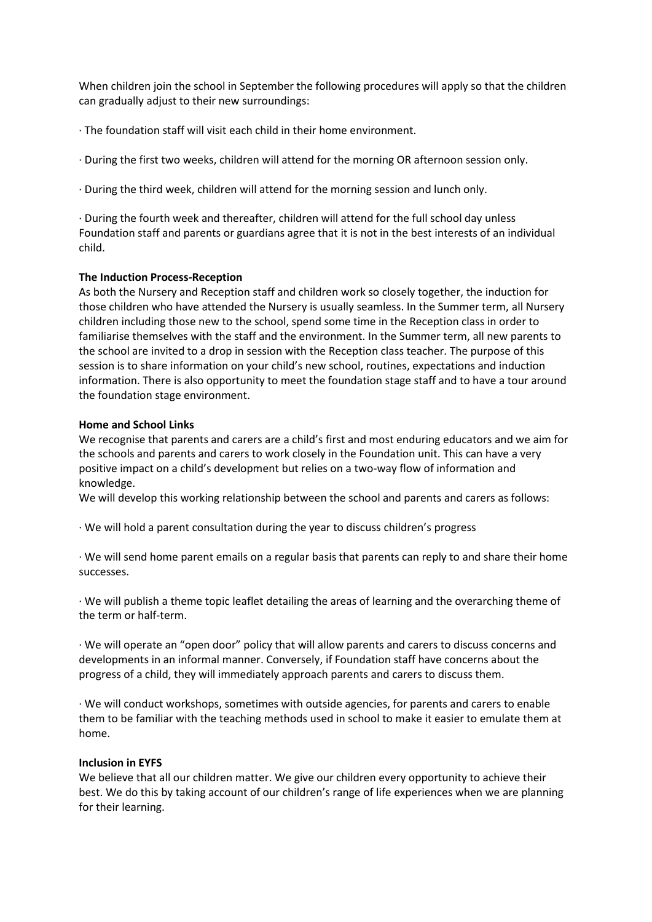When children join the school in September the following procedures will apply so that the children can gradually adjust to their new surroundings:

- The foundation staff will visit each child in their home environment.
- During the first two weeks, children will attend for the morning OR afternoon session only.
- During the third week, children will attend for the morning session and lunch only.
- During the fourth week and thereafter, children will attend for the full school day unless Foundation staff and parents or guardians agree that it is not in the best interests of an individual child.

**The Induction Process-Reception**

As both the Nursery and Reception staff and children work so closely together, the induction for those children who have attended the Nursery is usually seamless. In the Summer term, all Nursery children including those new to the school, spend some time in the Reception class in order to familiarise themselves with the staff and the environment. In the Summer term, all new parents to the school are invited to a drop in session with the Reception class teacher. The purpose of this session is to share information on your child's new school, routines, expectations and induction information. There is also opportunity to meet the foundation stage staff and to have a tour around the foundation stage environment.

**Home and School Links**

We recognise that parents and carers are a child's first and most enduring educators and we aim for the schools and parents and carers to work closely in the Foundation unit. This can have a very positive impact on a child's development but relies on a two-way flow of information and knowledge.

We will develop this working relationship between the school and parents and carers as follows:

- We will hold a parent consultation during the year to discuss children's progress
- We will send home parent emails on a regular basis that parents can reply to and share their home successes.
- We will publish a theme topic leaflet detailing the areas of learning and the overarching theme of the term or half-term.
- We will operate an "open door" policy that will allow parents and carers to discuss concerns and developments in an informal manner. Conversely, if Foundation staff have concerns about the progress of a child, they will immediately approach parents and carers to discuss them.
- We will conduct workshops, sometimes with outside agencies, for parents and carers to enable them to be familiar with the teaching methods used in school to make it easier to emulate them at home.

**Inclusion in EYFS**

We believe that all our children matter. We give our children every opportunity to achieve their best. We do this by taking account of our children's range of life experiences when we are planning for their learning.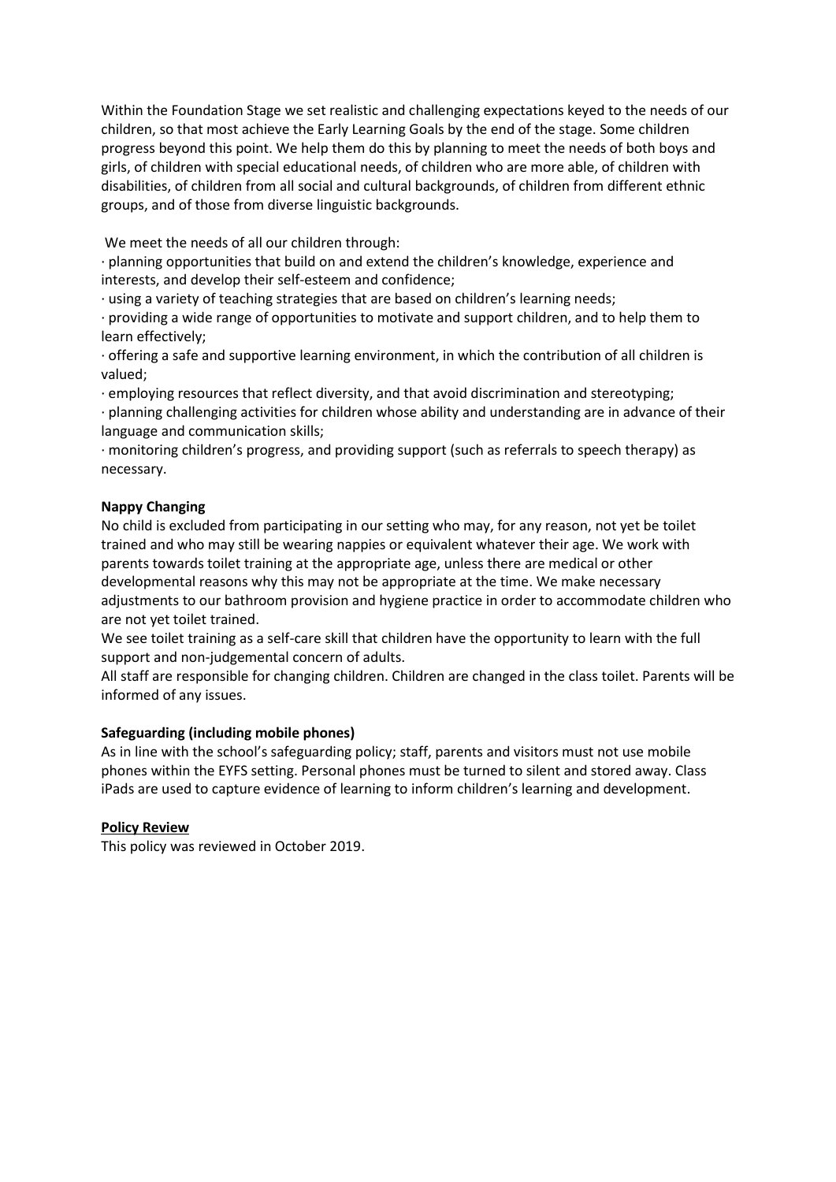Within the Foundation Stage we set realistic and challenging expectations keyed to the needs of our children, so that most achieve the Early Learning Goals by the end of the stage. Some children progress beyond this point. We help them do this by planning to meet the needs of both boys and girls, of children with special educational needs, of children who are more able, of children with disabilities, of children from all social and cultural backgrounds, of children from different ethnic groups, and of those from diverse linguistic backgrounds.

We meet the needs of all our children through:

- planning opportunities that build on and extend the children's knowledge, experience and interests, and develop their self-esteem and confidence;
- using a variety of teaching strategies that are based on children's learning needs;
- providing a wide range of opportunities to motivate and support children, and to help them to learn effectively;
- offering a safe and supportive learning environment, in which the contribution of all children is valued;
- employing resources that reflect diversity, and that avoid discrimination and stereotyping;
- planning challenging activities for children whose ability and understanding are in advance of their language and communication skills;
- monitoring children's progress, and providing support (such as referrals to speech therapy) as necessary.

**Nappy Changing**

No child is excluded from participating in our setting who may, for any reason, not yet be toilet trained and who may still be wearing nappies or equivalent whatever their age. We work with parents towards toilet training at the appropriate age, unless there are medical or other developmental reasons why this may not be appropriate at the time. We make necessary adjustments to our bathroom provision and hygiene practice in order to accommodate children who are not yet toilet trained.

We see toilet training as a self-care skill that children have the opportunity to learn with the full support and non-judgemental concern of adults.

All staff are responsible for changing children. Children are changed in the class toilet. Parents will be informed of any issues.

**Safeguarding (including mobile phones)**

As in line with the school's safeguarding policy; staff, parents and visitors must not use mobile phones within the EYFS setting. Personal phones must be turned to silent and stored away. Class iPads are used to capture evidence of learning to inform children's learning and development.

**Policy Review**

This policy was reviewed in October 2019.